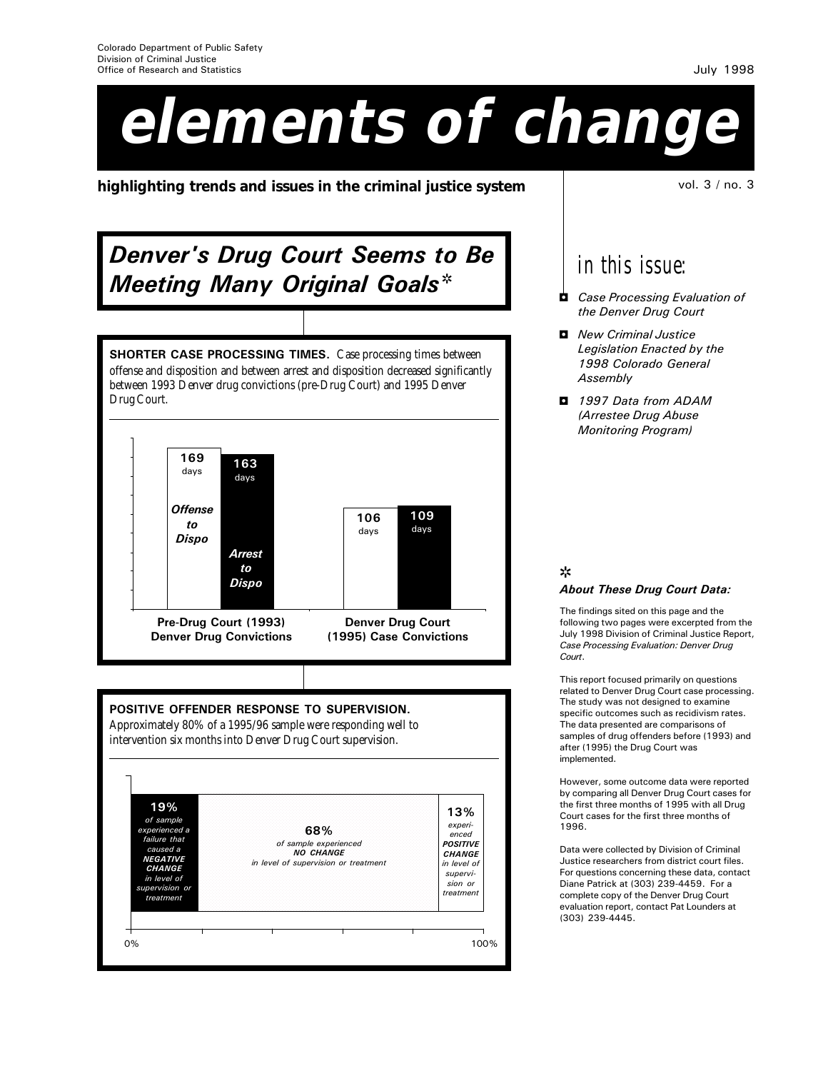Colorado Department of Public Safety
Division of Criminal Justice
Office of Research and Statistics

July 1998

# elements of change

**highlighting trends and issues in the criminal justice system**

vol. 3 / no. 3

## *Denver's Drug Court Seems to Be Meeting Many Original Goals*\*

**SHORTER CASE PROCESSING TIMES.** Case processing times between offense and disposition and between arrest and disposition decreased significantly between 1993 Denver drug convictions (pre-Drug Court) and 1995 Denver Drug Court.

| | Offense to Dispo | Arrest to Dispo |
|---|---|---|
| Pre-Drug Court (1993) Denver Drug Convictions | 169 days | 163 days |
| Denver Drug Court (1995) Case Convictions | 106 days | 109 days |

**POSITIVE OFFENDER RESPONSE TO SUPERVISION.** Approximately 80% of a 1995/96 sample were responding well to intervention six months into Denver Drug Court supervision.

- **19%** of sample experienced a failure that caused a ***NEGATIVE CHANGE*** in level of supervision or treatment
- **68%** of sample experienced ***NO CHANGE*** in level of supervision or treatment
- **13%** experienced ***POSITIVE CHANGE*** in level of supervision or treatment

0% — 100%

## in this issue:

- *Case Processing Evaluation of the Denver Drug Court*
- *New Criminal Justice Legislation Enacted by the 1998 Colorado General Assembly*
- *1997 Data from ADAM (Arrestee Drug Abuse Monitoring Program)*

\*
### *About These Drug Court Data:*

The findings sited on this page and the following two pages were excerpted from the July 1998 Division of Criminal Justice Report, *Case Processing Evaluation: Denver Drug Court*.

This report focused primarily on questions related to Denver Drug Court case processing. The study was not designed to examine specific outcomes such as recidivism rates. The data presented are comparisons of samples of drug offenders before (1993) and after (1995) the Drug Court was implemented.

However, some outcome data were reported by comparing all Denver Drug Court cases for the first three months of 1995 with all Drug Court cases for the first three months of 1996.

Data were collected by Division of Criminal Justice researchers from district court files. For questions concerning these data, contact Diane Patrick at (303) 239-4459. For a complete copy of the Denver Drug Court evaluation report, contact Pat Lounders at (303) 239-4445.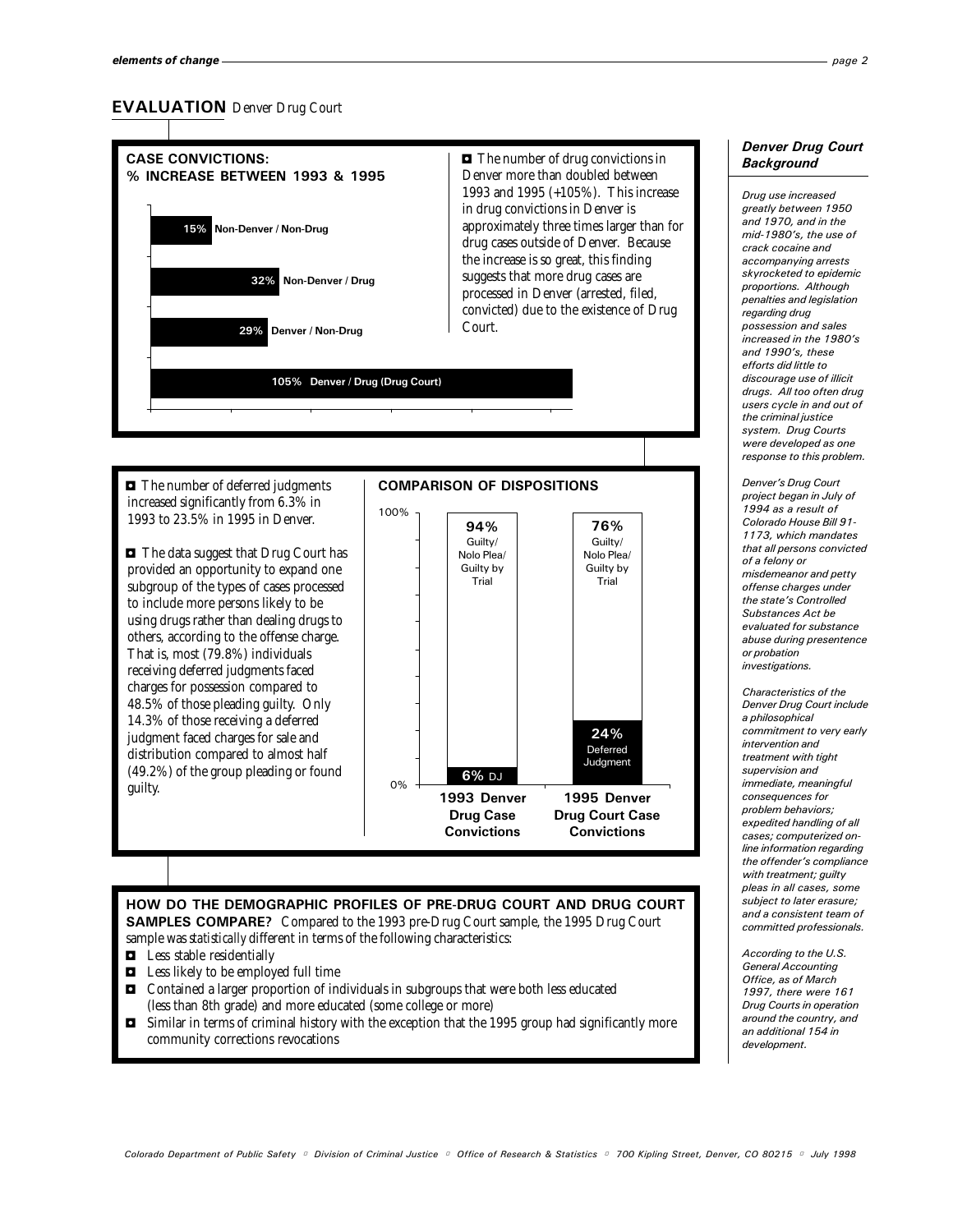## EVALUATION *Denver Drug Court*

### CASE CONVICTIONS: % INCREASE BETWEEN 1993 & 1995

| Category | % Increase |
|---|---|
| Non-Denver / Non-Drug | 15% |
| Non-Denver / Drug | 32% |
| Denver / Non-Drug | 29% |
| Denver / Drug (Drug Court) | 105% |

- The number of drug convictions in Denver more than doubled between 1993 and 1995 (+105%). This increase in drug convictions in Denver is approximately three times larger than for drug cases outside of Denver. Because the increase is so great, this finding suggests that more drug cases are processed in Denver (arrested, filed, convicted) due to the existence of Drug Court.

- The number of deferred judgments increased significantly from 6.3% in 1993 to 23.5% in 1995 in Denver.

- The data suggest that Drug Court has provided an opportunity to expand one subgroup of the types of cases processed to include more persons likely to be using drugs rather than dealing drugs to others, according to the offense charge. That is, most (79.8%) individuals receiving deferred judgments faced charges for possession compared to 48.5% of those pleading guilty. Only 14.3% of those receiving a deferred judgment faced charges for sale and distribution compared to almost half (49.2%) of the group pleading or found guilty.

### COMPARISON OF DISPOSITIONS

| | 1993 Denver Drug Case Convictions | 1995 Denver Drug Court Case Convictions |
|---|---|---|
| Guilty/ Nolo Plea/ Guilty by Trial | 94% | 76% |
| Deferred Judgment (DJ) | 6% | 24% |

**HOW DO THE DEMOGRAPHIC PROFILES OF PRE-DRUG COURT AND DRUG COURT SAMPLES COMPARE?** Compared to the 1993 pre-Drug Court sample, the 1995 Drug Court sample was statistically different in terms of the following characteristics:

- Less stable residentially
- Less likely to be employed full time
- Contained a larger proportion of individuals in subgroups that were both less educated (less than 8th grade) and more educated (some college or more)
- Similar in terms of criminal history with the exception that the 1995 group had significantly more community corrections revocations

### *Denver Drug Court Background*

*Drug use increased greatly between 1950 and 1970, and in the mid-1980's, the use of crack cocaine and accompanying arrests skyrocketed to epidemic proportions. Although penalties and legislation regarding drug possession and sales increased in the 1980's and 1990's, these efforts did little to discourage use of illicit drugs. All too often drug users cycle in and out of the criminal justice system. Drug Courts were developed as one response to this problem.*

*Denver's Drug Court project began in July of 1994 as a result of Colorado House Bill 91-1173, which mandates that all persons convicted of a felony or misdemeanor and petty offense charges under the state's Controlled Substances Act be evaluated for substance abuse during presentence or probation investigations.*

*Characteristics of the Denver Drug Court include a philosophical commitment to very early intervention and treatment with tight supervision and immediate, meaningful consequences for problem behaviors; expedited handling of all cases; computerized on-line information regarding the offender's compliance with treatment; guilty pleas in all cases, some subject to later erasure; and a consistent team of committed professionals.*

*According to the U.S. General Accounting Office, as of March 1997, there were 161 Drug Courts in operation around the country, and an additional 154 in development.*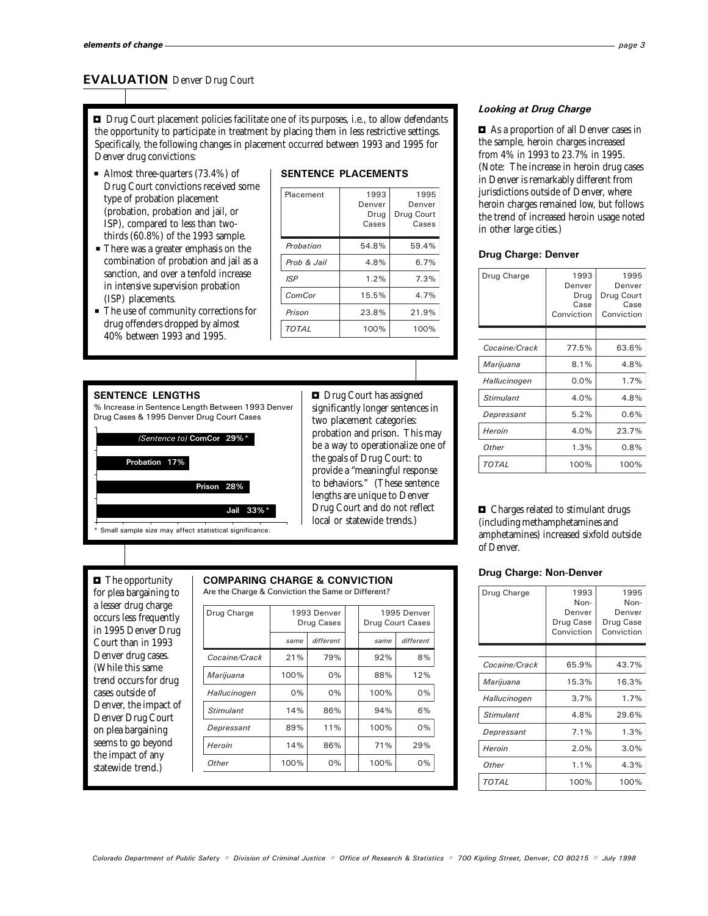## EVALUATION Denver Drug Court

■ Drug Court placement policies facilitate one of its purposes, i.e., to allow defendants the opportunity to participate in treatment by placing them in less restrictive settings. Specifically, the following changes in placement occurred between 1993 and 1995 for Denver drug convictions:

- Almost three-quarters (73.4%) of Drug Court convictions received some type of probation placement (probation, probation and jail, or ISP), compared to less than two-thirds (60.8%) of the 1993 sample.
- There was a greater emphasis on the combination of probation and jail as a sanction, and over a tenfold increase in intensive supervision probation (ISP) placements.
- The use of community corrections for drug offenders dropped by almost 40% between 1993 and 1995.

### SENTENCE PLACEMENTS

| Placement | 1993 Denver Drug Cases | 1995 Denver Drug Court Cases |
|---|---|---|
| *Probation* | 54.8% | 59.4% |
| *Prob & Jail* | 4.8% | 6.7% |
| *ISP* | 1.2% | 7.3% |
| *ComCor* | 15.5% | 4.7% |
| *Prison* | 23.8% | 21.9% |
| *TOTAL* | 100% | 100% |

### SENTENCE LENGTHS

% Increase in Sentence Length Between 1993 Denver Drug Cases & 1995 Denver Drug Court Cases

| Sentence to | % Increase |
|---|---|
| ComCor | 29%* |
| Probation | 17% |
| Prison | 28% |
| Jail | 33%* |

\* Small sample size may affect statistical significance.

■ Drug Court has assigned significantly longer sentences in two placement categories: probation and prison. This may be a way to operationalize one of the goals of Drug Court: to provide a "meaningful response to behaviors." (These sentence lengths are unique to Denver Drug Court and do not reflect local or statewide trends.)

■ The opportunity for plea bargaining to a lesser drug charge occurs less frequently in 1995 Denver Drug Court than in 1993 Denver drug cases. (While this same trend occurs for drug cases outside of Denver, the impact of Denver Drug Court on plea bargaining seems to go beyond the impact of any statewide trend.)

### COMPARING CHARGE & CONVICTION

Are the Charge & Conviction the Same or Different?

| Drug Charge | 1993 Denver Drug Cases | | 1995 Denver Drug Court Cases | |
|---|---|---|---|---|
| | *same* | *different* | *same* | *different* |
| *Cocaine/Crack* | 21% | 79% | 92% | 8% |
| *Marijuana* | 100% | 0% | 88% | 12% |
| *Hallucinogen* | 0% | 0% | 100% | 0% |
| *Stimulant* | 14% | 86% | 94% | 6% |
| *Depressant* | 89% | 11% | 100% | 0% |
| *Heroin* | 14% | 86% | 71% | 29% |
| *Other* | 100% | 0% | 100% | 0% |

### *Looking at Drug Charge*

■ As a proportion of all Denver cases in the sample, heroin charges increased from 4% in 1993 to 23.7% in 1995. (Note: The increase in heroin drug cases in Denver is remarkably different from jurisdictions outside of Denver, where heroin charges remained low, but follows the trend of increased heroin usage noted in other large cities.)

#### Drug Charge: Denver

| Drug Charge | 1993 Denver Drug Case Conviction | 1995 Denver Drug Court Case Conviction |
|---|---|---|
| *Cocaine/Crack* | 77.5% | 63.6% |
| *Marijuana* | 8.1% | 4.8% |
| *Hallucinogen* | 0.0% | 1.7% |
| *Stimulant* | 4.0% | 4.8% |
| *Depressant* | 5.2% | 0.6% |
| *Heroin* | 4.0% | 23.7% |
| *Other* | 1.3% | 0.8% |
| *TOTAL* | 100% | 100% |

■ Charges related to stimulant drugs (including methamphetamines and amphetamines) increased sixfold outside of Denver.

#### Drug Charge: Non-Denver

| Drug Charge | 1993 Non-Denver Drug Case Conviction | 1995 Non-Denver Drug Case Conviction |
|---|---|---|
| *Cocaine/Crack* | 65.9% | 43.7% |
| *Marijuana* | 15.3% | 16.3% |
| *Hallucinogen* | 3.7% | 1.7% |
| *Stimulant* | 4.8% | 29.6% |
| *Depressant* | 7.1% | 1.3% |
| *Heroin* | 2.0% | 3.0% |
| *Other* | 1.1% | 4.3% |
| *TOTAL* | 100% | 100% |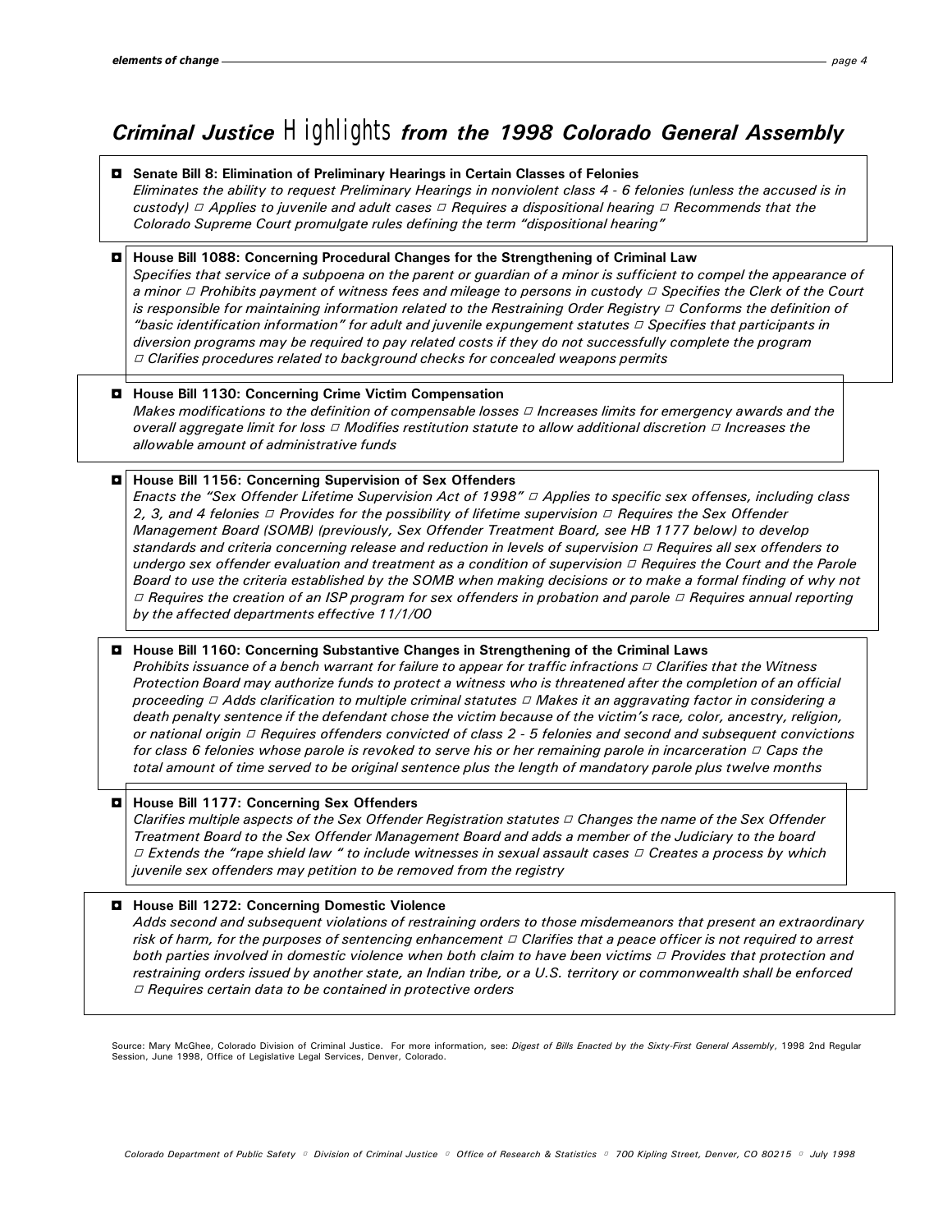# *Criminal Justice* Highlights *from the 1998 Colorado General Assembly*

**Senate Bill 8: Elimination of Preliminary Hearings in Certain Classes of Felonies**
*Eliminates the ability to request Preliminary Hearings in nonviolent class 4 - 6 felonies (unless the accused is in custody) ▫ Applies to juvenile and adult cases ▫ Requires a dispositional hearing ▫ Recommends that the Colorado Supreme Court promulgate rules defining the term "dispositional hearing"*

**House Bill 1088: Concerning Procedural Changes for the Strengthening of Criminal Law**
*Specifies that service of a subpoena on the parent or guardian of a minor is sufficient to compel the appearance of a minor ▫ Prohibits payment of witness fees and mileage to persons in custody ▫ Specifies the Clerk of the Court is responsible for maintaining information related to the Restraining Order Registry ▫ Conforms the definition of "basic identification information" for adult and juvenile expungement statutes ▫ Specifies that participants in diversion programs may be required to pay related costs if they do not successfully complete the program ▫ Clarifies procedures related to background checks for concealed weapons permits*

**House Bill 1130: Concerning Crime Victim Compensation**
*Makes modifications to the definition of compensable losses ▫ Increases limits for emergency awards and the overall aggregate limit for loss ▫ Modifies restitution statute to allow additional discretion ▫ Increases the allowable amount of administrative funds*

**House Bill 1156: Concerning Supervision of Sex Offenders**
*Enacts the "Sex Offender Lifetime Supervision Act of 1998" ▫ Applies to specific sex offenses, including class 2, 3, and 4 felonies ▫ Provides for the possibility of lifetime supervision ▫ Requires the Sex Offender Management Board (SOMB) (previously, Sex Offender Treatment Board, see HB 1177 below) to develop standards and criteria concerning release and reduction in levels of supervision ▫ Requires all sex offenders to undergo sex offender evaluation and treatment as a condition of supervision ▫ Requires the Court and the Parole Board to use the criteria established by the SOMB when making decisions or to make a formal finding of why not ▫ Requires the creation of an ISP program for sex offenders in probation and parole ▫ Requires annual reporting by the affected departments effective 11/1/00*

**House Bill 1160: Concerning Substantive Changes in Strengthening of the Criminal Laws**
*Prohibits issuance of a bench warrant for failure to appear for traffic infractions ▫ Clarifies that the Witness Protection Board may authorize funds to protect a witness who is threatened after the completion of an official proceeding ▫ Adds clarification to multiple criminal statutes ▫ Makes it an aggravating factor in considering a death penalty sentence if the defendant chose the victim because of the victim's race, color, ancestry, religion, or national origin ▫ Requires offenders convicted of class 2 - 5 felonies and second and subsequent convictions for class 6 felonies whose parole is revoked to serve his or her remaining parole in incarceration ▫ Caps the total amount of time served to be original sentence plus the length of mandatory parole plus twelve months*

**House Bill 1177: Concerning Sex Offenders**
*Clarifies multiple aspects of the Sex Offender Registration statutes ▫ Changes the name of the Sex Offender Treatment Board to the Sex Offender Management Board and adds a member of the Judiciary to the board ▫ Extends the "rape shield law " to include witnesses in sexual assault cases ▫ Creates a process by which juvenile sex offenders may petition to be removed from the registry*

**House Bill 1272: Concerning Domestic Violence**
*Adds second and subsequent violations of restraining orders to those misdemeanors that present an extraordinary risk of harm, for the purposes of sentencing enhancement ▫ Clarifies that a peace officer is not required to arrest both parties involved in domestic violence when both claim to have been victims ▫ Provides that protection and restraining orders issued by another state, an Indian tribe, or a U.S. territory or commonwealth shall be enforced ▫ Requires certain data to be contained in protective orders*

Source: Mary McGhee, Colorado Division of Criminal Justice. For more information, see: *Digest of Bills Enacted by the Sixty-First General Assembly*, 1998 2nd Regular Session, June 1998, Office of Legislative Legal Services, Denver, Colorado.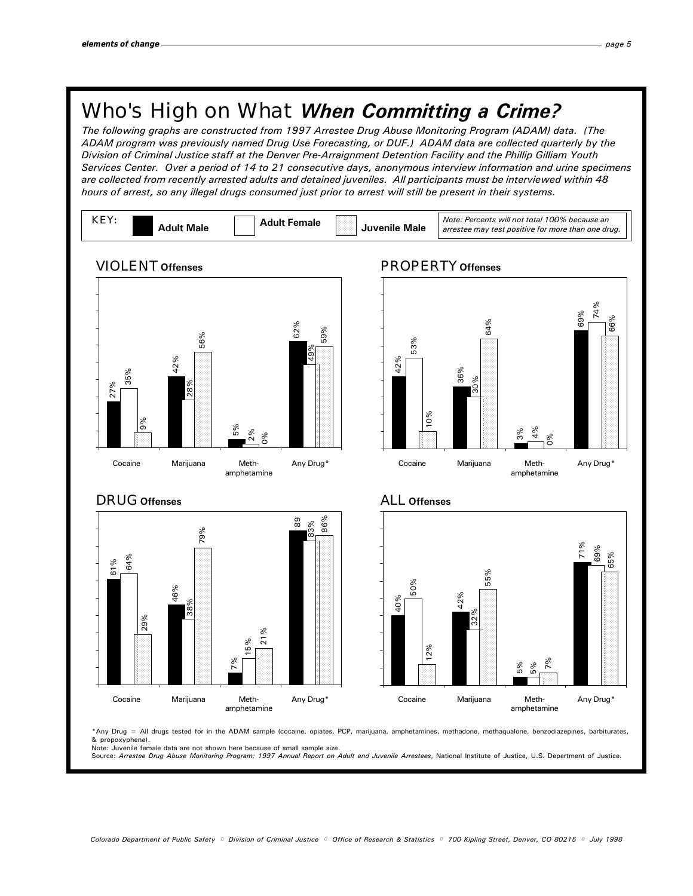# Who's High on What *When Committing a Crime?*

*The following graphs are constructed from 1997 Arrestee Drug Abuse Monitoring Program (ADAM) data. (The ADAM program was previously named Drug Use Forecasting, or DUF.) ADAM data are collected quarterly by the Division of Criminal Justice staff at the Denver Pre-Arraignment Detention Facility and the Phillip Gilliam Youth Services Center. Over a period of 14 to 21 consecutive days, anonymous interview information and urine specimens are collected from recently arrested adults and detained juveniles. All participants must be interviewed within 48 hours of arrest, so any illegal drugs consumed just prior to arrest will still be present in their systems.*

KEY: **Adult Male** | **Adult Female** | **Juvenile Male**

*Note: Percents will not total 100% because an arrestee may test positive for more than one drug.*

## VIOLENT Offenses

| | Adult Male | Adult Female | Juvenile Male |
|---|---|---|---|
| Cocaine | 27% | 35% | 9% |
| Marijuana | 42% | 28% | 56% |
| Meth-amphetamine | 5% | 2% | 0% |
| Any Drug* | 62% | 49% | 59% |

## PROPERTY Offenses

| | Adult Male | Adult Female | Juvenile Male |
|---|---|---|---|
| Cocaine | 42% | 53% | 10% |
| Marijuana | 36% | 30% | 64% |
| Meth-amphetamine | 3% | 4% | 0% |
| Any Drug* | 69% | 74% | 66% |

## DRUG Offenses

| | Adult Male | Adult Female | Juvenile Male |
|---|---|---|---|
| Cocaine | 61% | 64% | 29% |
| Marijuana | 46% | 38% | 79% |
| Meth-amphetamine | 7% | 15% | 21% |
| Any Drug* | 89 | 83% | 86% |

## ALL Offenses

| | Adult Male | Adult Female | Juvenile Male |
|---|---|---|---|
| Cocaine | 40% | 50% | 12% |
| Marijuana | 42% | 32% | 55% |
| Meth-amphetamine | 5% | 5% | 7% |
| Any Drug* | 71% | 69% | 65% |

*Any Drug = All drugs tested for in the ADAM sample (cocaine, opiates, PCP, marijuana, amphetamines, methadone, methaqualone, benzodiazepines, barbiturates, & propoxyphene).

Note: Juvenile female data are not shown here because of small sample size.

Source: *Arrestee Drug Abuse Monitoring Program: 1997 Annual Report on Adult and Juvenile Arrestees*, National Institute of Justice, U.S. Department of Justice.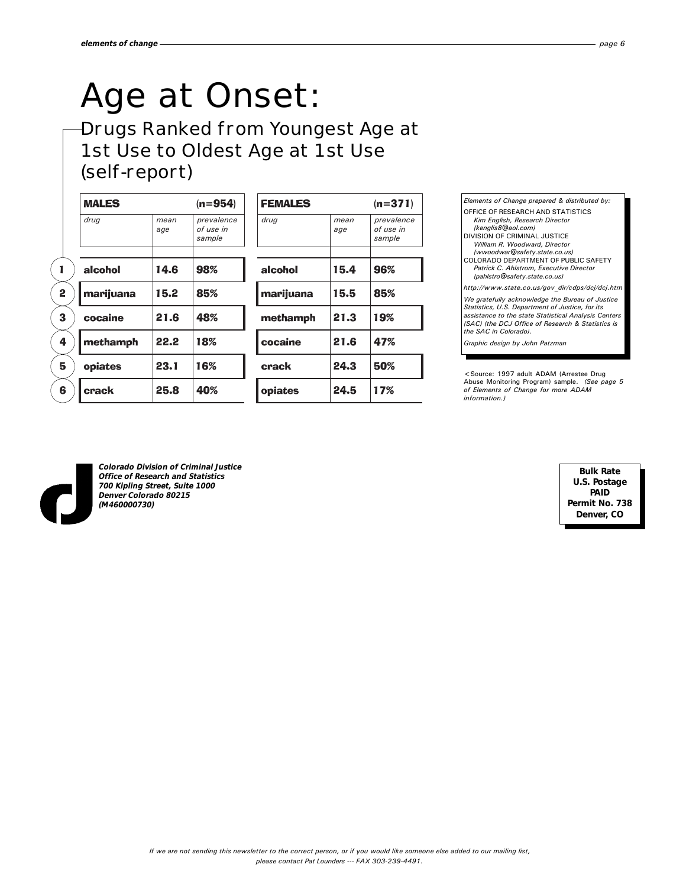# Age at Onset:

## Drugs Ranked from Youngest Age at 1st Use to Oldest Age at 1st Use (self-report)

| | MALES | | (n=954) | FEMALES | | (n=371) |
|---|---|---|---|---|---|---|
| | drug | mean age | prevalence of use in sample | drug | mean age | prevalence of use in sample |
| 1 | **alcohol** | **14.6** | **98%** | **alcohol** | **15.4** | **96%** |
| 2 | **marijuana** | **15.2** | **85%** | **marijuana** | **15.5** | **85%** |
| 3 | **cocaine** | **21.6** | **48%** | **methamph** | **21.3** | **19%** |
| 4 | **methamph** | **22.2** | **18%** | **cocaine** | **21.6** | **47%** |
| 5 | **opiates** | **23.1** | **16%** | **crack** | **24.3** | **50%** |
| 6 | **crack** | **25.8** | **40%** | **opiates** | **24.5** | **17%** |

<Source: 1997 adult ADAM (Arrestee Drug Abuse Monitoring Program) sample. *(See page 5 of Elements of Change for more ADAM information.)*

*Elements of Change prepared & distributed by:*

OFFICE OF RESEARCH AND STATISTICS
*Kim English, Research Director*
*(kenglis8@aol.com)*
DIVISION OF CRIMINAL JUSTICE
*William R. Woodward, Director*
*(wwoodwar@safety.state.co.us)*
COLORADO DEPARTMENT OF PUBLIC SAFETY
*Patrick C. Ahlstrom, Executive Director*
*(pahlstro@safety.state.co.us)*

*http://www.state.co.us/gov_dir/cdps/dcj/dcj.htm*

*We gratefully acknowledge the Bureau of Justice Statistics, U.S. Department of Justice, for its assistance to the state Statistical Analysis Centers (SAC) (the DCJ Office of Research & Statistics is the SAC in Colorado).*

*Graphic design by John Patzman*

***Colorado Division of Criminal Justice***
***Office of Research and Statistics***
***700 Kipling Street, Suite 1000***
***Denver Colorado 80215***
***(M460000730)***

**Bulk Rate**
**U.S. Postage**
**PAID**
**Permit No. 738**
**Denver, CO**

*If we are not sending this newsletter to the correct person, or if you would like someone else added to our mailing list, please contact Pat Lounders --- FAX 303-239-4491.*